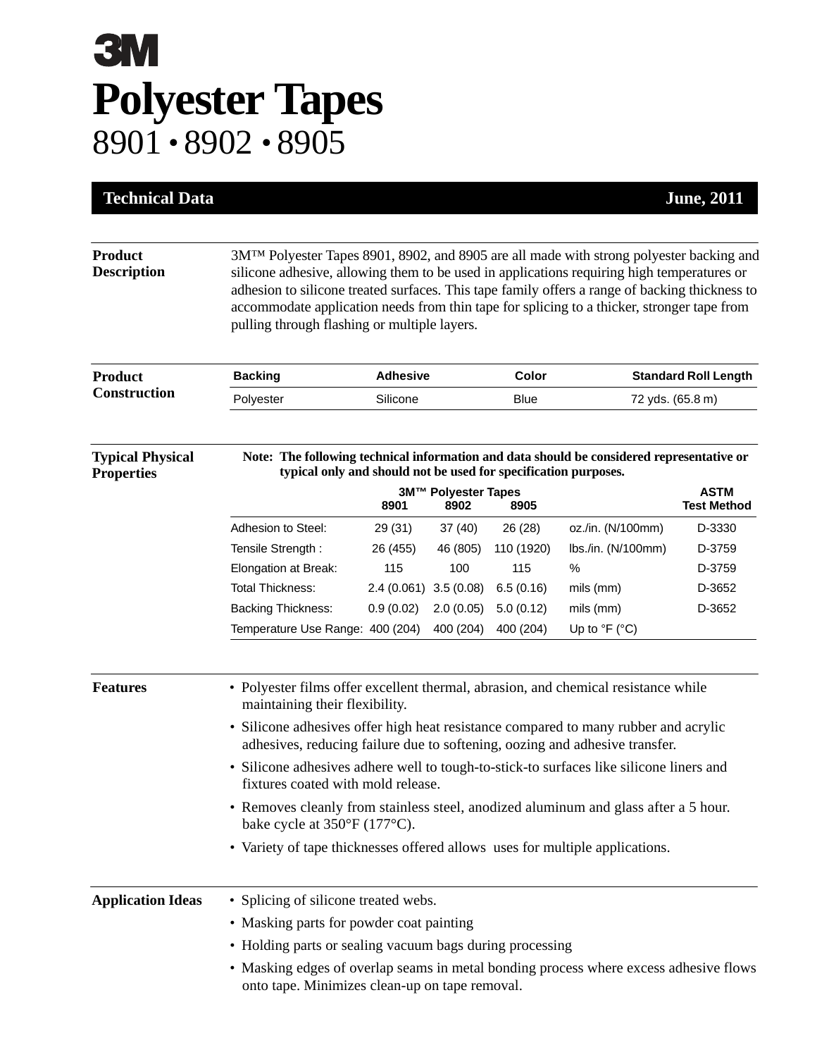# 3M

# Polyester Tapes

## 8901 • 8902 • 8905

**Technical Data** **June, 2011**

## Product Description

3M™ Polyester Tapes 8901, 8902, and 8905 are all made with strong polyester backing and silicone adhesive, allowing them to be used in applications requiring high temperatures or adhesion to silicone treated surfaces. This tape family offers a range of backing thickness to accommodate application needs from thin tape for splicing to a thicker, stronger tape from pulling through flashing or multiple layers.

## Product Construction

| Backing | Adhesive | Color | Standard Roll Length |
|---|---|---|---|
| Polyester | Silicone | Blue | 72 yds. (65.8 m) |

## Typical Physical Properties

**Note: The following technical information and data should be considered representative or typical only and should not be used for specification purposes.**

| | 3M™ Polyester Tapes 8901 | 8902 | 8905 | | ASTM Test Method |
|---|---|---|---|---|---|
| Adhesion to Steel: | 29 (31) | 37 (40) | 26 (28) | oz./in. (N/100mm) | D-3330 |
| Tensile Strength : | 26 (455) | 46 (805) | 110 (1920) | lbs./in. (N/100mm) | D-3759 |
| Elongation at Break: | 115 | 100 | 115 | % | D-3759 |
| Total Thickness: | 2.4 (0.061) | 3.5 (0.08) | 6.5 (0.16) | mils (mm) | D-3652 |
| Backing Thickness: | 0.9 (0.02) | 2.0 (0.05) | 5.0 (0.12) | mils (mm) | D-3652 |
| Temperature Use Range: | 400 (204) | 400 (204) | 400 (204) | Up to °F (°C) | |

## Features

- Polyester films offer excellent thermal, abrasion, and chemical resistance while maintaining their flexibility.
- Silicone adhesives offer high heat resistance compared to many rubber and acrylic adhesives, reducing failure due to softening, oozing and adhesive transfer.
- Silicone adhesives adhere well to tough-to-stick-to surfaces like silicone liners and fixtures coated with mold release.
- Removes cleanly from stainless steel, anodized aluminum and glass after a 5 hour. bake cycle at 350°F (177°C).
- Variety of tape thicknesses offered allows uses for multiple applications.

## Application Ideas

- Splicing of silicone treated webs.
- Masking parts for powder coat painting
- Holding parts or sealing vacuum bags during processing
- Masking edges of overlap seams in metal bonding process where excess adhesive flows onto tape. Minimizes clean-up on tape removal.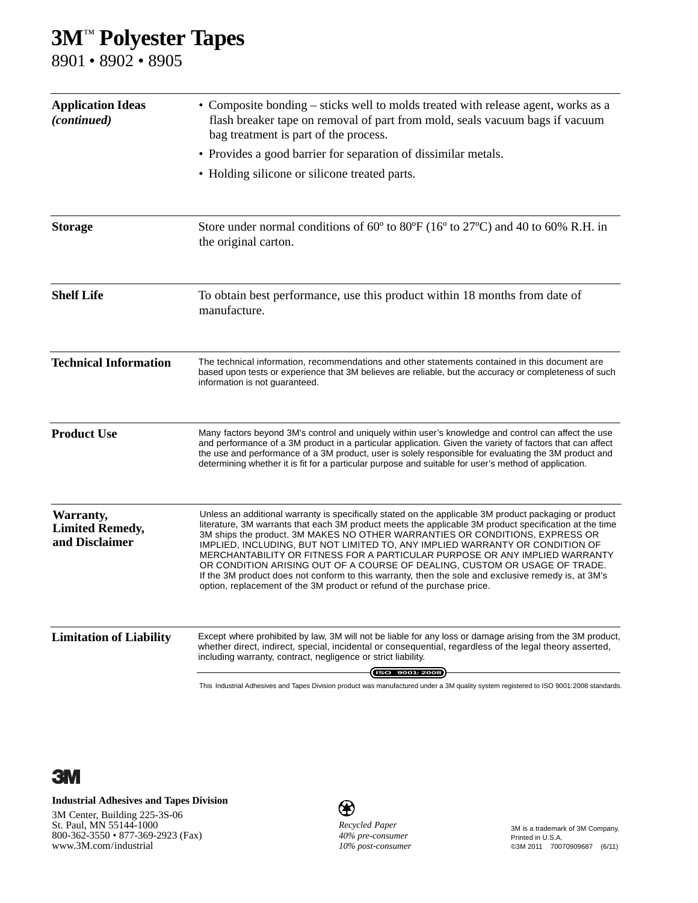# 3M™ Polyester Tapes

8901 • 8902 • 8905

**Application Ideas** *(continued)*

- Composite bonding – sticks well to molds treated with release agent, works as a flash breaker tape on removal of part from mold, seals vacuum bags if vacuum bag treatment is part of the process.
- Provides a good barrier for separation of dissimilar metals.
- Holding silicone or silicone treated parts.

**Storage**

Store under normal conditions of 60º to 80ºF (16º to 27ºC) and 40 to 60% R.H. in the original carton.

**Shelf Life**

To obtain best performance, use this product within 18 months from date of manufacture.

**Technical Information**

The technical information, recommendations and other statements contained in this document are based upon tests or experience that 3M believes are reliable, but the accuracy or completeness of such information is not guaranteed.

**Product Use**

Many factors beyond 3M's control and uniquely within user's knowledge and control can affect the use and performance of a 3M product in a particular application. Given the variety of factors that can affect the use and performance of a 3M product, user is solely responsible for evaluating the 3M product and determining whether it is fit for a particular purpose and suitable for user's method of application.

**Warranty, Limited Remedy, and Disclaimer**

Unless an additional warranty is specifically stated on the applicable 3M product packaging or product literature, 3M warrants that each 3M product meets the applicable 3M product specification at the time 3M ships the product. 3M MAKES NO OTHER WARRANTIES OR CONDITIONS, EXPRESS OR IMPLIED, INCLUDING, BUT NOT LIMITED TO, ANY IMPLIED WARRANTY OR CONDITION OF MERCHANTABILITY OR FITNESS FOR A PARTICULAR PURPOSE OR ANY IMPLIED WARRANTY OR CONDITION ARISING OUT OF A COURSE OF DEALING, CUSTOM OR USAGE OF TRADE. If the 3M product does not conform to this warranty, then the sole and exclusive remedy is, at 3M's option, replacement of the 3M product or refund of the purchase price.

**Limitation of Liability**

Except where prohibited by law, 3M will not be liable for any loss or damage arising from the 3M product, whether direct, indirect, special, incidental or consequential, regardless of the legal theory asserted, including warranty, contract, negligence or strict liability.

ISO 9001: 2008

This Industrial Adhesives and Tapes Division product was manufactured under a 3M quality system registered to ISO 9001:2008 standards.

3M

**Industrial Adhesives and Tapes Division**

3M Center, Building 225-3S-06
St. Paul, MN 55144-1000
800-362-3550 • 877-369-2923 (Fax)
www.3M.com/industrial

*Recycled Paper*
*40% pre-consumer*
*10% post-consumer*

3M is a trademark of 3M Company.
Printed in U.S.A.
©3M 2011 70070909687 (6/11)